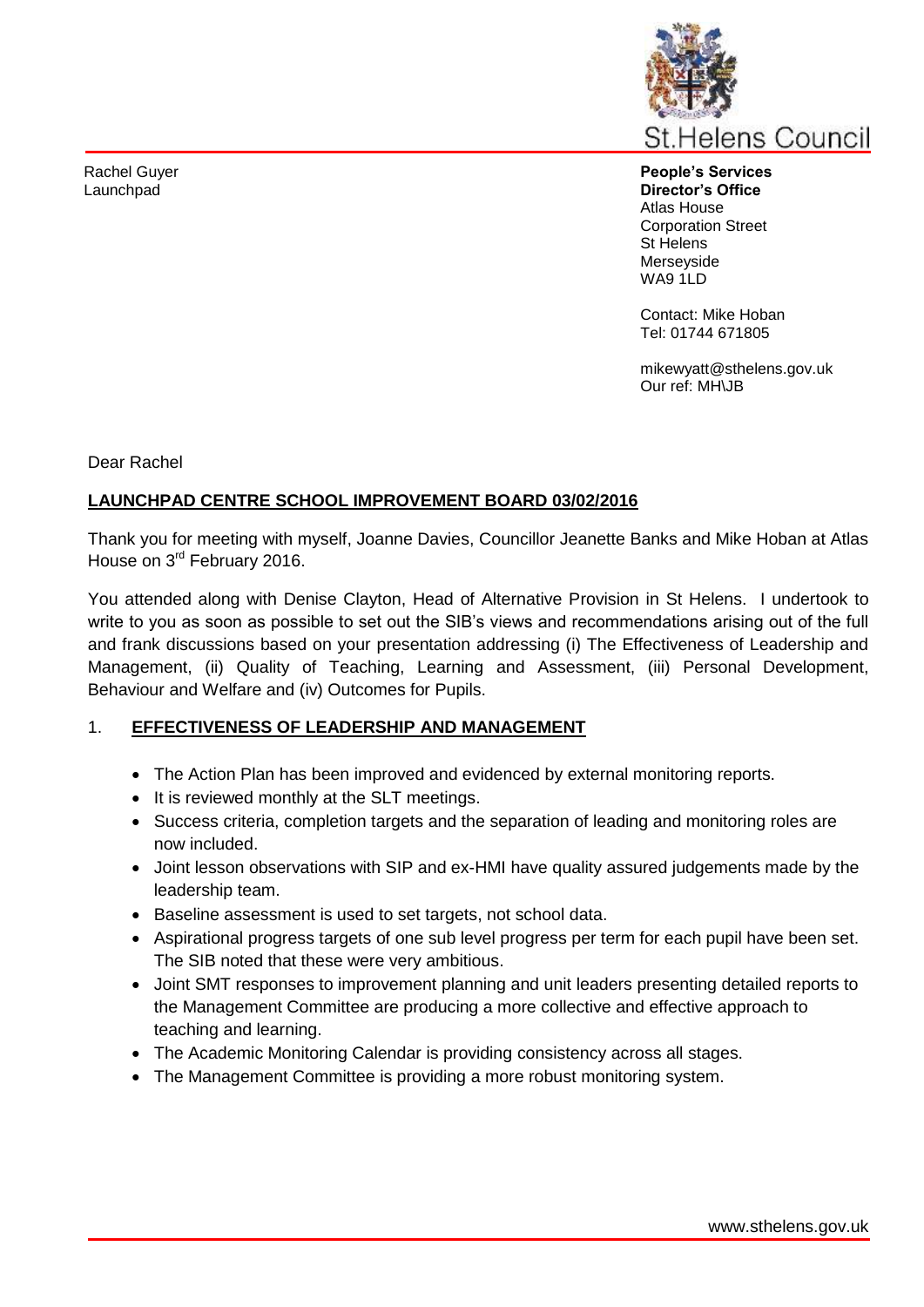St.Helens Council

Rachel Guyer
Launchpad

**People's Services**
**Director's Office**
Atlas House
Corporation Street
St Helens
Merseyside
WA9 1LD

Contact: Mike Hoban
Tel: 01744 671805

mikewyatt@sthelens.gov.uk
Our ref: MH\JB

Dear Rachel

**LAUNCHPAD CENTRE SCHOOL IMPROVEMENT BOARD 03/02/2016**

Thank you for meeting with myself, Joanne Davies, Councillor Jeanette Banks and Mike Hoban at Atlas House on 3rd February 2016.

You attended along with Denise Clayton, Head of Alternative Provision in St Helens. I undertook to write to you as soon as possible to set out the SIB's views and recommendations arising out of the full and frank discussions based on your presentation addressing (i) The Effectiveness of Leadership and Management, (ii) Quality of Teaching, Learning and Assessment, (iii) Personal Development, Behaviour and Welfare and (iv) Outcomes for Pupils.

1. **EFFECTIVENESS OF LEADERSHIP AND MANAGEMENT**

- The Action Plan has been improved and evidenced by external monitoring reports.
- It is reviewed monthly at the SLT meetings.
- Success criteria, completion targets and the separation of leading and monitoring roles are now included.
- Joint lesson observations with SIP and ex-HMI have quality assured judgements made by the leadership team.
- Baseline assessment is used to set targets, not school data.
- Aspirational progress targets of one sub level progress per term for each pupil have been set. The SIB noted that these were very ambitious.
- Joint SMT responses to improvement planning and unit leaders presenting detailed reports to the Management Committee are producing a more collective and effective approach to teaching and learning.
- The Academic Monitoring Calendar is providing consistency across all stages.
- The Management Committee is providing a more robust monitoring system.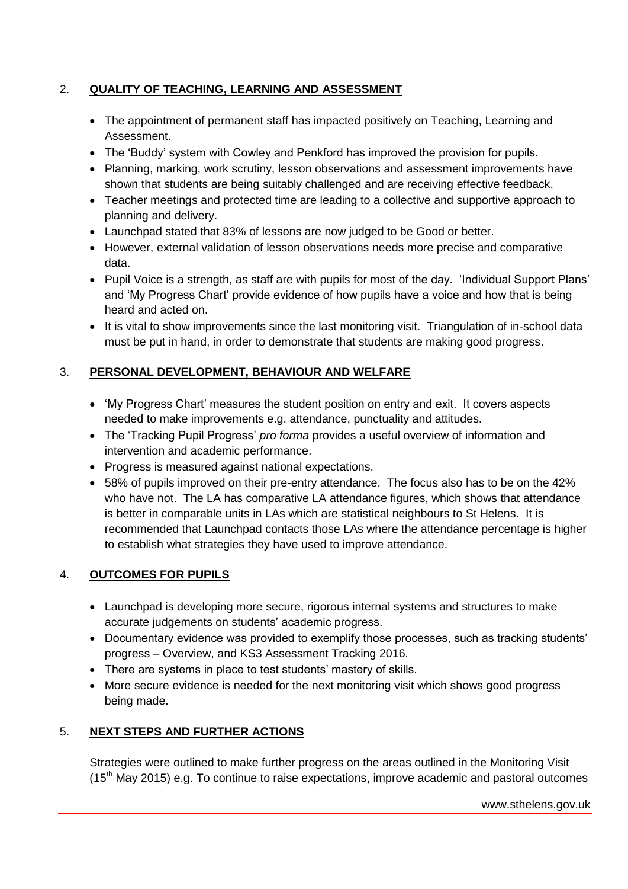## 2. QUALITY OF TEACHING, LEARNING AND ASSESSMENT

- The appointment of permanent staff has impacted positively on Teaching, Learning and Assessment.
- The 'Buddy' system with Cowley and Penkford has improved the provision for pupils.
- Planning, marking, work scrutiny, lesson observations and assessment improvements have shown that students are being suitably challenged and are receiving effective feedback.
- Teacher meetings and protected time are leading to a collective and supportive approach to planning and delivery.
- Launchpad stated that 83% of lessons are now judged to be Good or better.
- However, external validation of lesson observations needs more precise and comparative data.
- Pupil Voice is a strength, as staff are with pupils for most of the day. 'Individual Support Plans' and 'My Progress Chart' provide evidence of how pupils have a voice and how that is being heard and acted on.
- It is vital to show improvements since the last monitoring visit. Triangulation of in-school data must be put in hand, in order to demonstrate that students are making good progress.

## 3. PERSONAL DEVELOPMENT, BEHAVIOUR AND WELFARE

- 'My Progress Chart' measures the student position on entry and exit. It covers aspects needed to make improvements e.g. attendance, punctuality and attitudes.
- The 'Tracking Pupil Progress' *pro forma* provides a useful overview of information and intervention and academic performance.
- Progress is measured against national expectations.
- 58% of pupils improved on their pre-entry attendance. The focus also has to be on the 42% who have not. The LA has comparative LA attendance figures, which shows that attendance is better in comparable units in LAs which are statistical neighbours to St Helens. It is recommended that Launchpad contacts those LAs where the attendance percentage is higher to establish what strategies they have used to improve attendance.

## 4. OUTCOMES FOR PUPILS

- Launchpad is developing more secure, rigorous internal systems and structures to make accurate judgements on students' academic progress.
- Documentary evidence was provided to exemplify those processes, such as tracking students' progress – Overview, and KS3 Assessment Tracking 2016.
- There are systems in place to test students' mastery of skills.
- More secure evidence is needed for the next monitoring visit which shows good progress being made.

## 5. NEXT STEPS AND FURTHER ACTIONS

Strategies were outlined to make further progress on the areas outlined in the Monitoring Visit (15th May 2015) e.g. To continue to raise expectations, improve academic and pastoral outcomes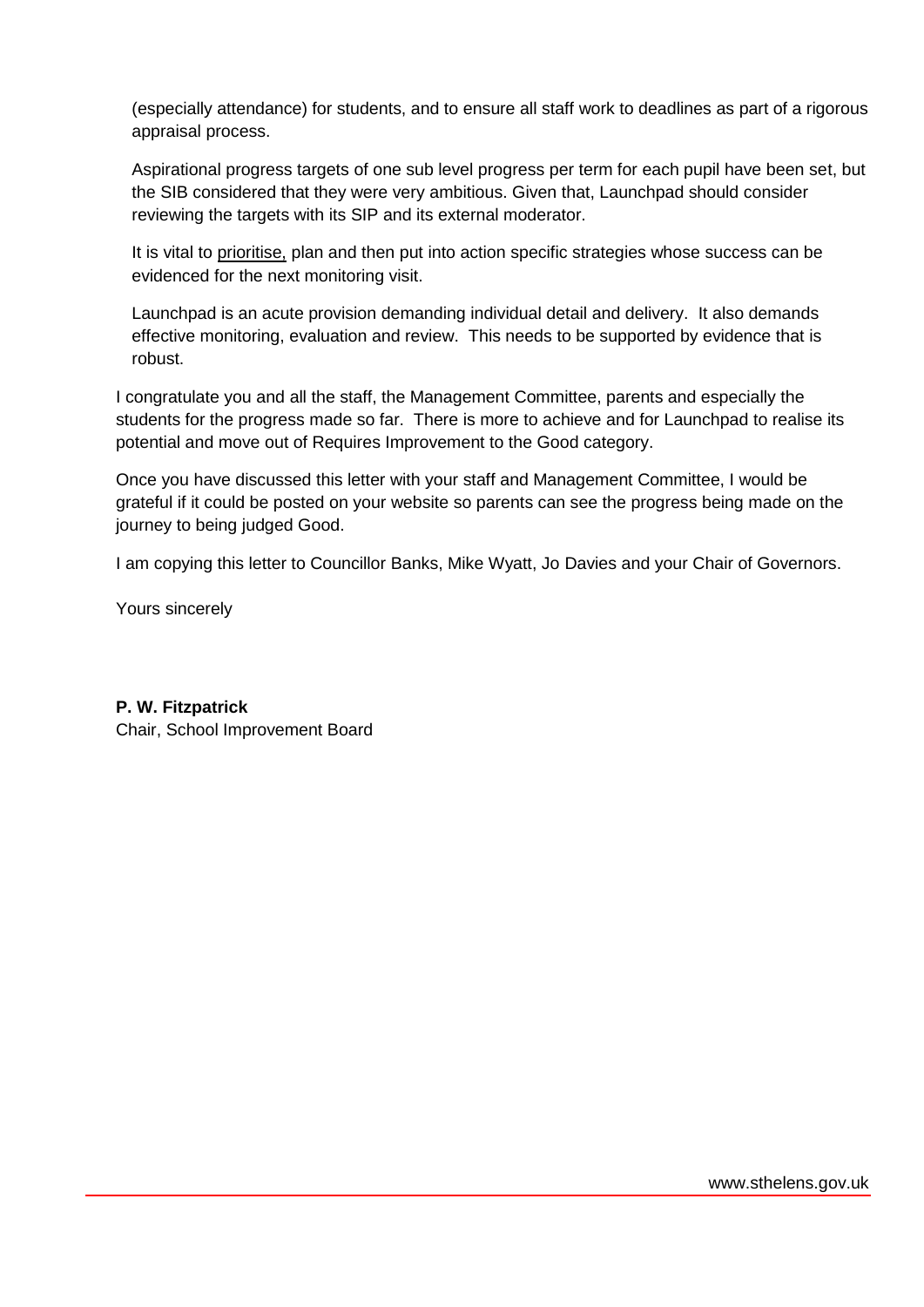(especially attendance) for students, and to ensure all staff work to deadlines as part of a rigorous appraisal process.

Aspirational progress targets of one sub level progress per term for each pupil have been set, but the SIB considered that they were very ambitious. Given that, Launchpad should consider reviewing the targets with its SIP and its external moderator.

It is vital to prioritise, plan and then put into action specific strategies whose success can be evidenced for the next monitoring visit.

Launchpad is an acute provision demanding individual detail and delivery. It also demands effective monitoring, evaluation and review. This needs to be supported by evidence that is robust.

I congratulate you and all the staff, the Management Committee, parents and especially the students for the progress made so far. There is more to achieve and for Launchpad to realise its potential and move out of Requires Improvement to the Good category.

Once you have discussed this letter with your staff and Management Committee, I would be grateful if it could be posted on your website so parents can see the progress being made on the journey to being judged Good.

I am copying this letter to Councillor Banks, Mike Wyatt, Jo Davies and your Chair of Governors.

Yours sincerely

**P. W. Fitzpatrick**
Chair, School Improvement Board